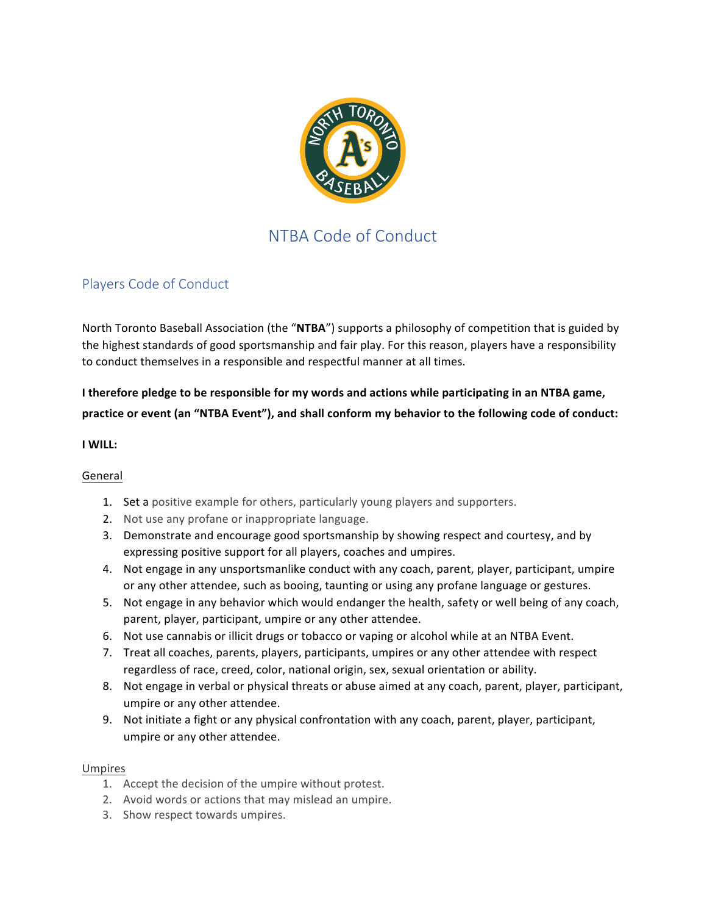# NTBA Code of Conduct

## Players Code of Conduct

North Toronto Baseball Association (the "**NTBA**") supports a philosophy of competition that is guided by the highest standards of good sportsmanship and fair play. For this reason, players have a responsibility to conduct themselves in a responsible and respectful manner at all times.

**I therefore pledge to be responsible for my words and actions while participating in an NTBA game, practice or event (an "NTBA Event"), and shall conform my behavior to the following code of conduct:**

**I WILL:**

General

1. Set a positive example for others, particularly young players and supporters.
2. Not use any profane or inappropriate language.
3. Demonstrate and encourage good sportsmanship by showing respect and courtesy, and by expressing positive support for all players, coaches and umpires.
4. Not engage in any unsportsmanlike conduct with any coach, parent, player, participant, umpire or any other attendee, such as booing, taunting or using any profane language or gestures.
5. Not engage in any behavior which would endanger the health, safety or well being of any coach, parent, player, participant, umpire or any other attendee.
6. Not use cannabis or illicit drugs or tobacco or vaping or alcohol while at an NTBA Event.
7. Treat all coaches, parents, players, participants, umpires or any other attendee with respect regardless of race, creed, color, national origin, sex, sexual orientation or ability.
8. Not engage in verbal or physical threats or abuse aimed at any coach, parent, player, participant, umpire or any other attendee.
9. Not initiate a fight or any physical confrontation with any coach, parent, player, participant, umpire or any other attendee.

Umpires

1. Accept the decision of the umpire without protest.
2. Avoid words or actions that may mislead an umpire.
3. Show respect towards umpires.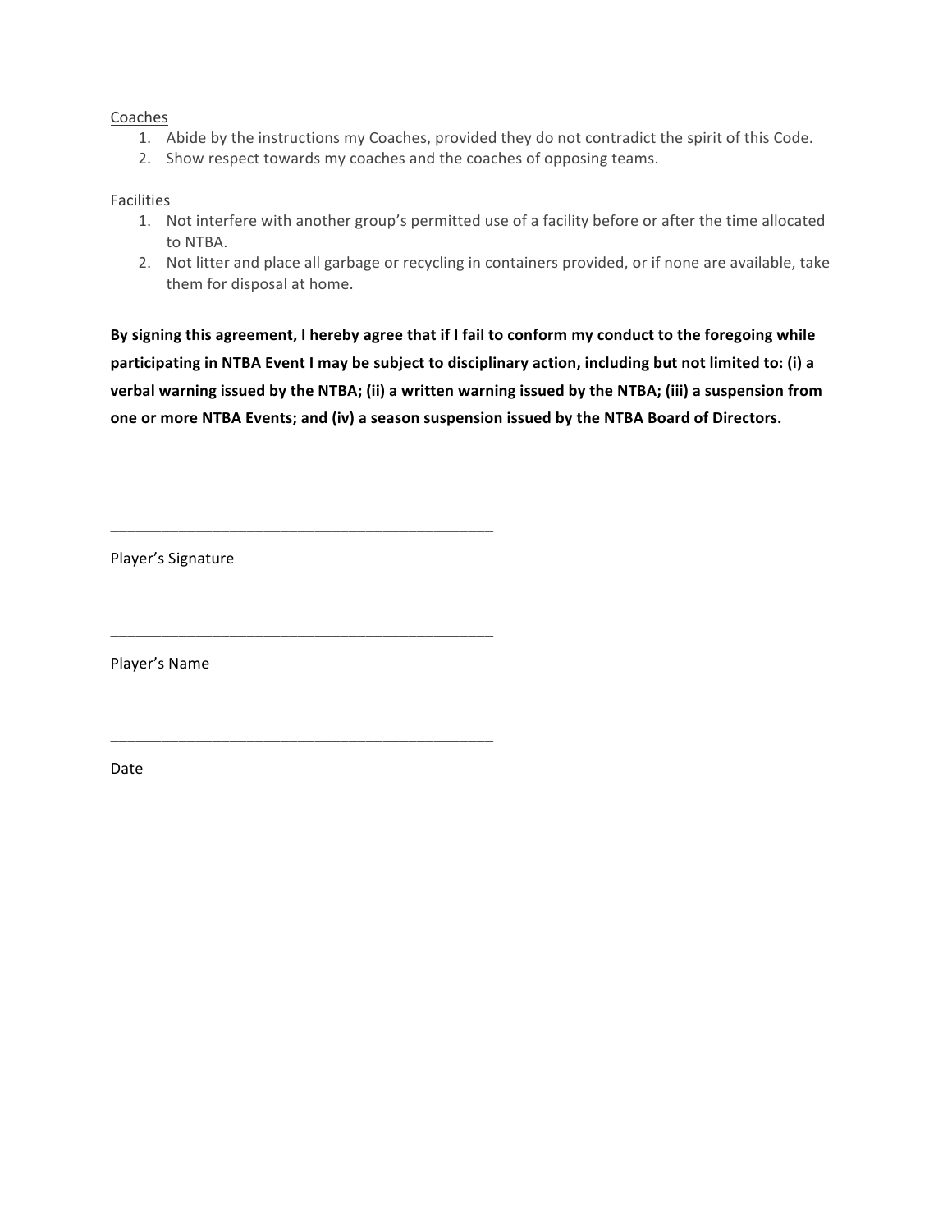<u>Coaches</u>

1. Abide by the instructions my Coaches, provided they do not contradict the spirit of this Code.
2. Show respect towards my coaches and the coaches of opposing teams.

<u>Facilities</u>

1. Not interfere with another group's permitted use of a facility before or after the time allocated to NTBA.
2. Not litter and place all garbage or recycling in containers provided, or if none are available, take them for disposal at home.

**By signing this agreement, I hereby agree that if I fail to conform my conduct to the foregoing while participating in NTBA Event I may be subject to disciplinary action, including but not limited to: (i) a verbal warning issued by the NTBA; (ii) a written warning issued by the NTBA; (iii) a suspension from one or more NTBA Events; and (iv) a season suspension issued by the NTBA Board of Directors.**

\_\_\_\_\_\_\_\_\_\_\_\_\_\_\_\_\_\_\_\_\_\_\_\_\_\_\_\_\_\_\_\_\_\_\_\_\_\_\_\_\_\_\_\_

Player's Signature

\_\_\_\_\_\_\_\_\_\_\_\_\_\_\_\_\_\_\_\_\_\_\_\_\_\_\_\_\_\_\_\_\_\_\_\_\_\_\_\_\_\_\_\_

Player's Name

\_\_\_\_\_\_\_\_\_\_\_\_\_\_\_\_\_\_\_\_\_\_\_\_\_\_\_\_\_\_\_\_\_\_\_\_\_\_\_\_\_\_\_\_

Date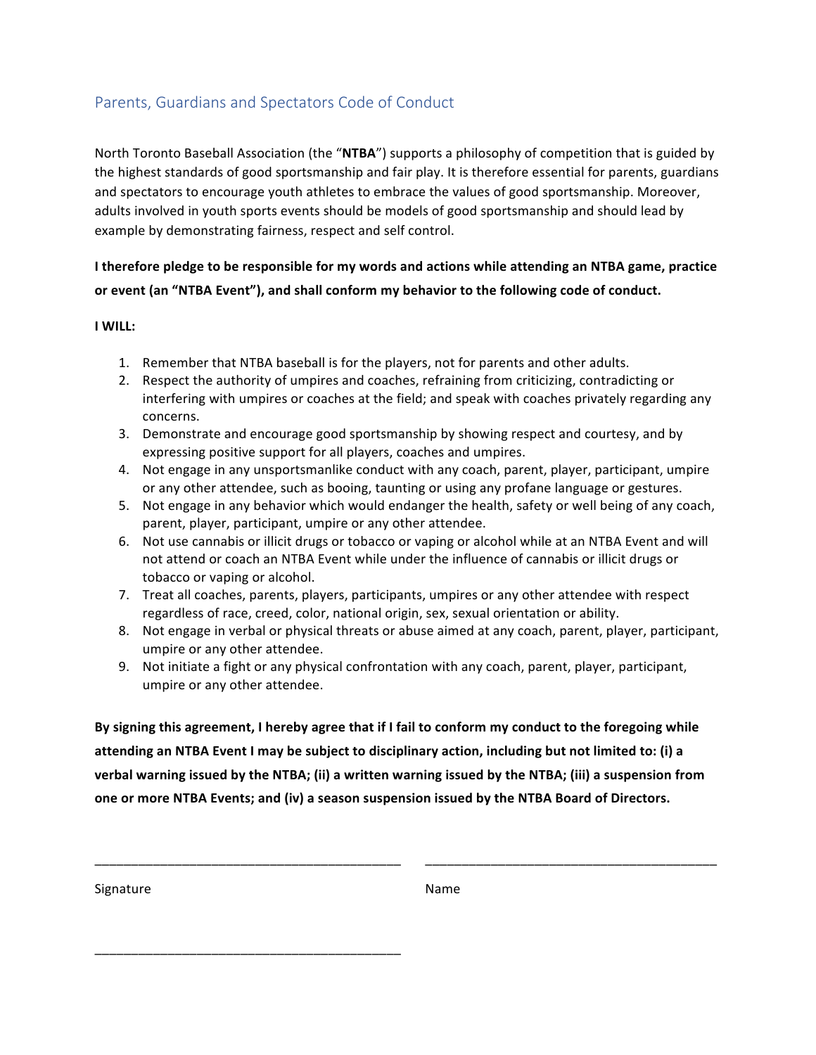## Parents, Guardians and Spectators Code of Conduct

North Toronto Baseball Association (the "**NTBA**") supports a philosophy of competition that is guided by the highest standards of good sportsmanship and fair play. It is therefore essential for parents, guardians and spectators to encourage youth athletes to embrace the values of good sportsmanship. Moreover, adults involved in youth sports events should be models of good sportsmanship and should lead by example by demonstrating fairness, respect and self control.

**I therefore pledge to be responsible for my words and actions while attending an NTBA game, practice or event (an "NTBA Event"), and shall conform my behavior to the following code of conduct.**

**I WILL:**

1. Remember that NTBA baseball is for the players, not for parents and other adults.
2. Respect the authority of umpires and coaches, refraining from criticizing, contradicting or interfering with umpires or coaches at the field; and speak with coaches privately regarding any concerns.
3. Demonstrate and encourage good sportsmanship by showing respect and courtesy, and by expressing positive support for all players, coaches and umpires.
4. Not engage in any unsportsmanlike conduct with any coach, parent, player, participant, umpire or any other attendee, such as booing, taunting or using any profane language or gestures.
5. Not engage in any behavior which would endanger the health, safety or well being of any coach, parent, player, participant, umpire or any other attendee.
6. Not use cannabis or illicit drugs or tobacco or vaping or alcohol while at an NTBA Event and will not attend or coach an NTBA Event while under the influence of cannabis or illicit drugs or tobacco or vaping or alcohol.
7. Treat all coaches, parents, players, participants, umpires or any other attendee with respect regardless of race, creed, color, national origin, sex, sexual orientation or ability.
8. Not engage in verbal or physical threats or abuse aimed at any coach, parent, player, participant, umpire or any other attendee.
9. Not initiate a fight or any physical confrontation with any coach, parent, player, participant, umpire or any other attendee.

**By signing this agreement, I hereby agree that if I fail to conform my conduct to the foregoing while attending an NTBA Event I may be subject to disciplinary action, including but not limited to: (i) a verbal warning issued by the NTBA; (ii) a written warning issued by the NTBA; (iii) a suspension from one or more NTBA Events; and (iv) a season suspension issued by the NTBA Board of Directors.**

\_\_\_\_\_\_\_\_\_\_\_\_\_\_\_\_\_\_\_\_\_\_\_\_\_\_\_\_\_\_\_\_\_\_\_\_\_\_\_\_
Signature

\_\_\_\_\_\_\_\_\_\_\_\_\_\_\_\_\_\_\_\_\_\_\_\_\_\_\_\_\_\_\_\_\_\_\_\_\_\_\_\_
Name

\_\_\_\_\_\_\_\_\_\_\_\_\_\_\_\_\_\_\_\_\_\_\_\_\_\_\_\_\_\_\_\_\_\_\_\_\_\_\_\_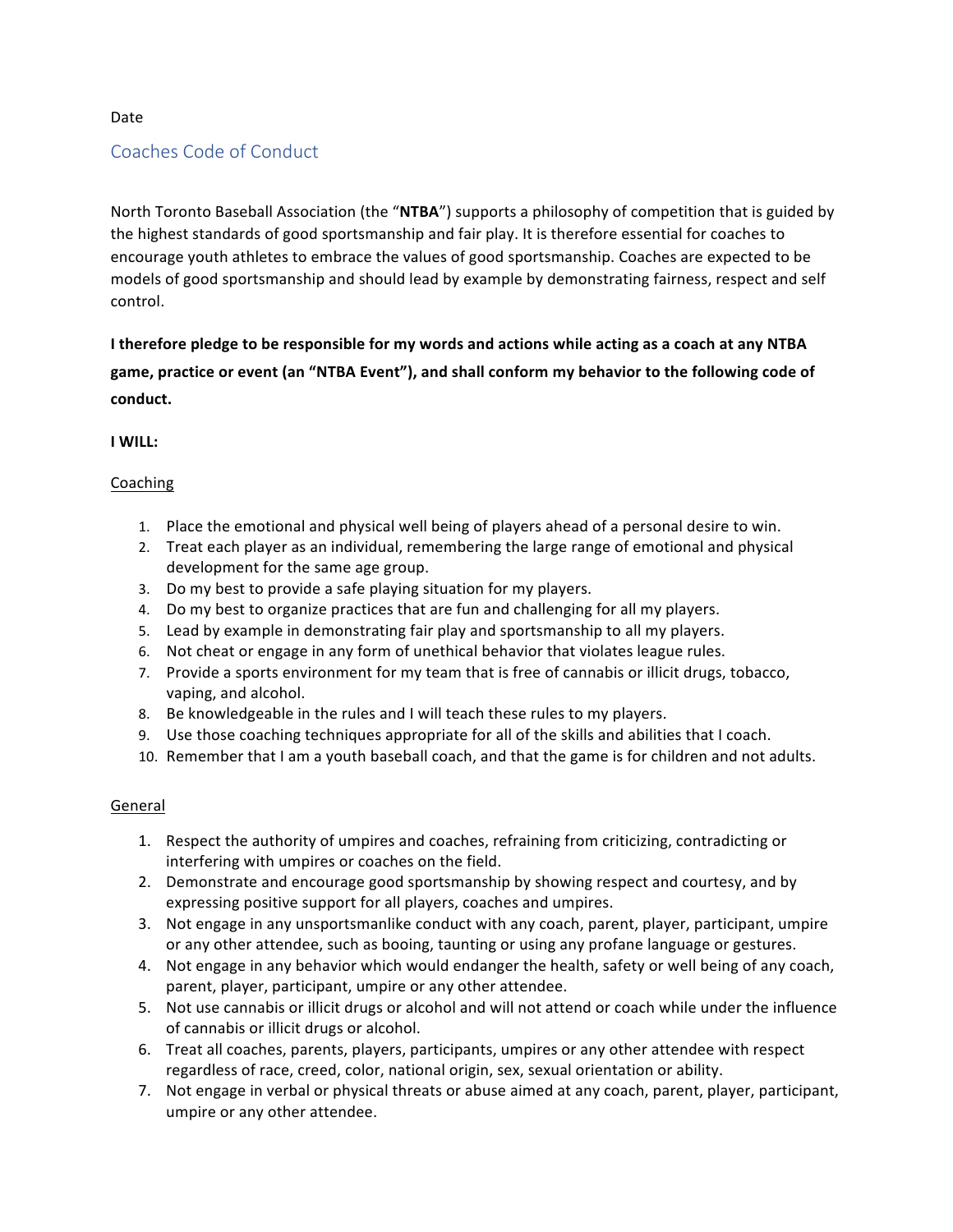Date

## Coaches Code of Conduct

North Toronto Baseball Association (the "**NTBA**") supports a philosophy of competition that is guided by the highest standards of good sportsmanship and fair play. It is therefore essential for coaches to encourage youth athletes to embrace the values of good sportsmanship. Coaches are expected to be models of good sportsmanship and should lead by example by demonstrating fairness, respect and self control.

**I therefore pledge to be responsible for my words and actions while acting as a coach at any NTBA game, practice or event (an "NTBA Event"), and shall conform my behavior to the following code of conduct.**

**I WILL:**

<u>Coaching</u>

1. Place the emotional and physical well being of players ahead of a personal desire to win.
2. Treat each player as an individual, remembering the large range of emotional and physical development for the same age group.
3. Do my best to provide a safe playing situation for my players.
4. Do my best to organize practices that are fun and challenging for all my players.
5. Lead by example in demonstrating fair play and sportsmanship to all my players.
6. Not cheat or engage in any form of unethical behavior that violates league rules.
7. Provide a sports environment for my team that is free of cannabis or illicit drugs, tobacco, vaping, and alcohol.
8. Be knowledgeable in the rules and I will teach these rules to my players.
9. Use those coaching techniques appropriate for all of the skills and abilities that I coach.
10. Remember that I am a youth baseball coach, and that the game is for children and not adults.

<u>General</u>

1. Respect the authority of umpires and coaches, refraining from criticizing, contradicting or interfering with umpires or coaches on the field.
2. Demonstrate and encourage good sportsmanship by showing respect and courtesy, and by expressing positive support for all players, coaches and umpires.
3. Not engage in any unsportsmanlike conduct with any coach, parent, player, participant, umpire or any other attendee, such as booing, taunting or using any profane language or gestures.
4. Not engage in any behavior which would endanger the health, safety or well being of any coach, parent, player, participant, umpire or any other attendee.
5. Not use cannabis or illicit drugs or alcohol and will not attend or coach while under the influence of cannabis or illicit drugs or alcohol.
6. Treat all coaches, parents, players, participants, umpires or any other attendee with respect regardless of race, creed, color, national origin, sex, sexual orientation or ability.
7. Not engage in verbal or physical threats or abuse aimed at any coach, parent, player, participant, umpire or any other attendee.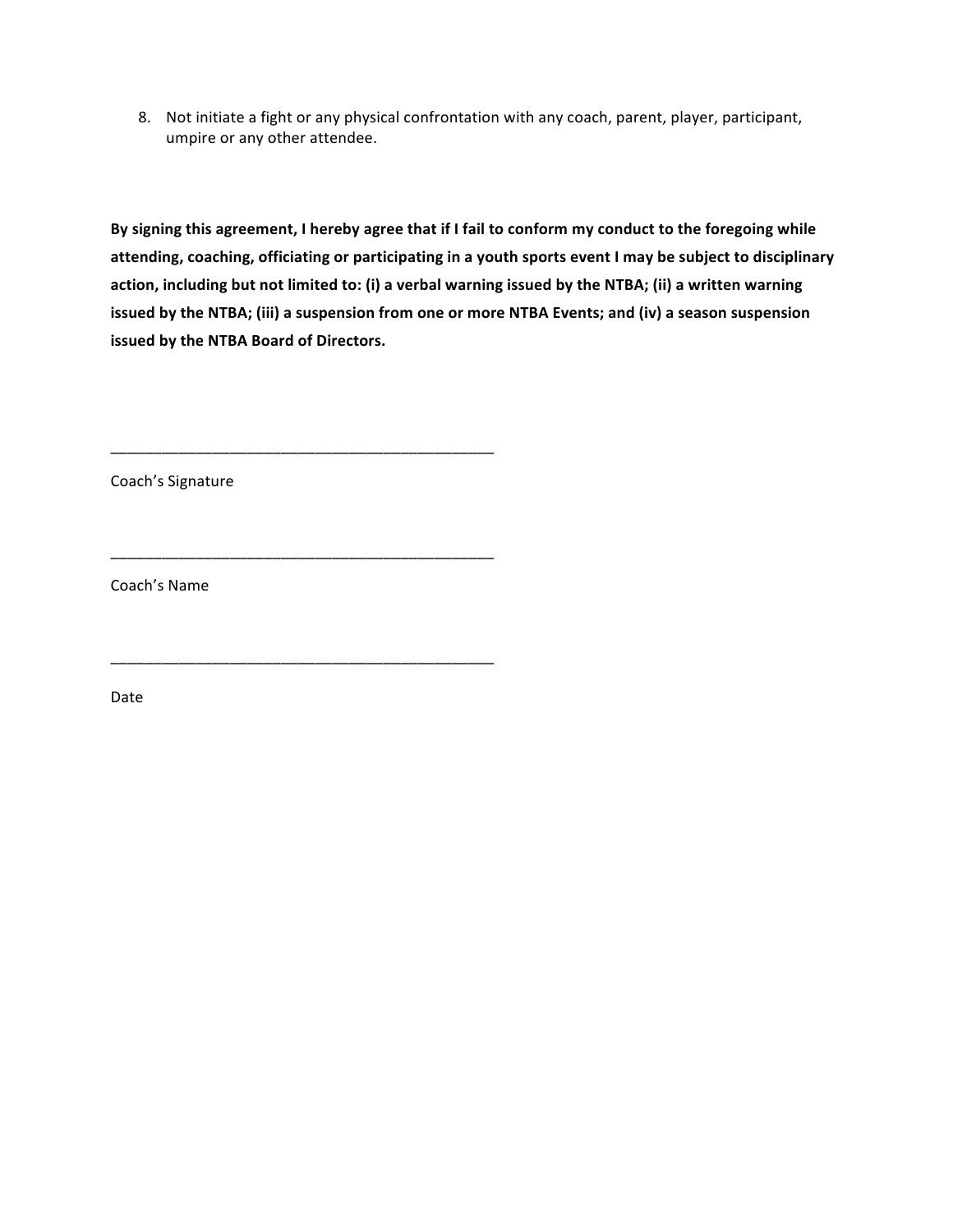8. Not initiate a fight or any physical confrontation with any coach, parent, player, participant, umpire or any other attendee.

**By signing this agreement, I hereby agree that if I fail to conform my conduct to the foregoing while attending, coaching, officiating or participating in a youth sports event I may be subject to disciplinary action, including but not limited to: (i) a verbal warning issued by the NTBA; (ii) a written warning issued by the NTBA; (iii) a suspension from one or more NTBA Events; and (iv) a season suspension issued by the NTBA Board of Directors.**

______________________________________________

Coach's Signature

______________________________________________

Coach's Name

______________________________________________

Date